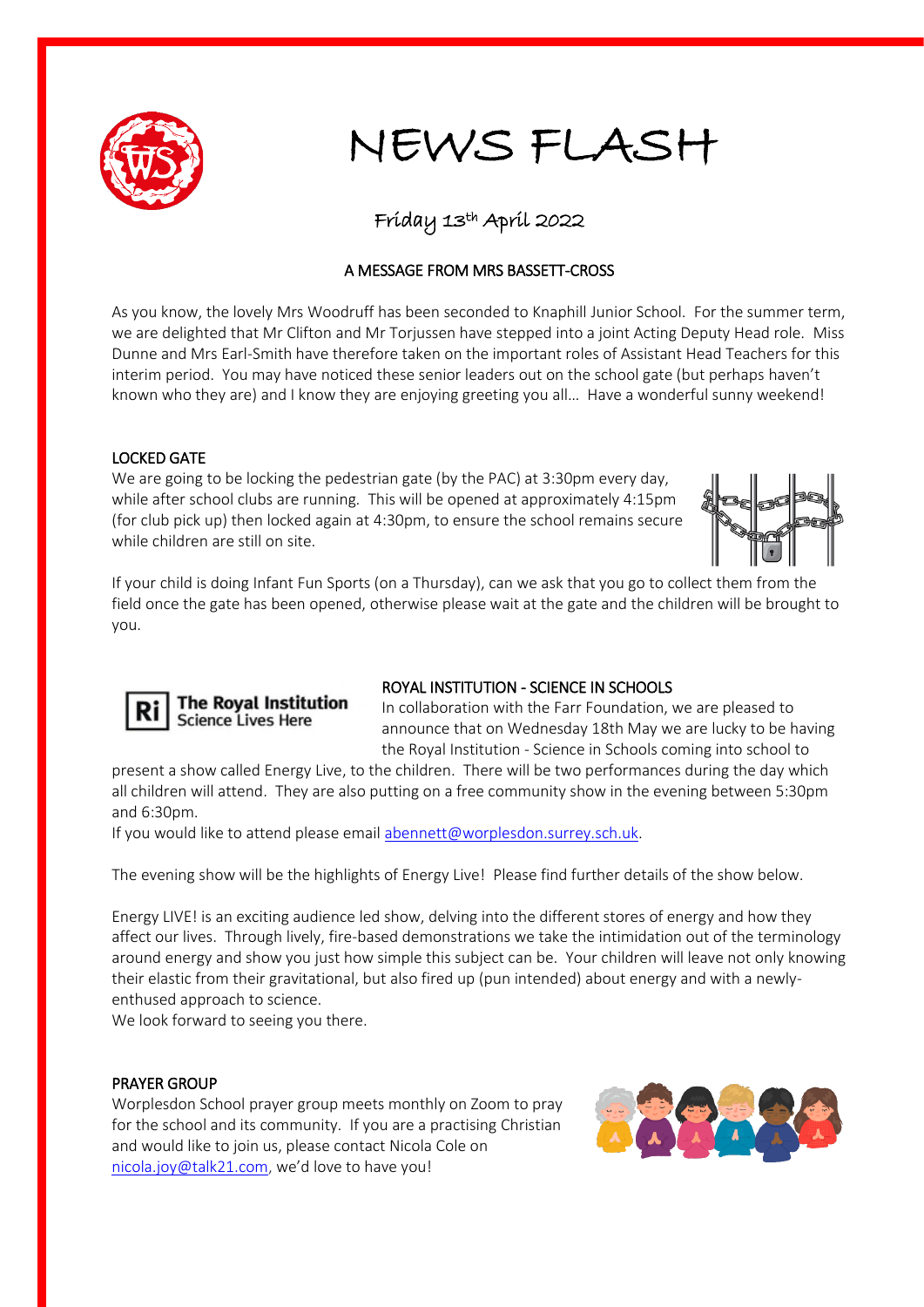# NEWS FLASH

Friday 13th April 2022

## A MESSAGE FROM MRS BASSETT-CROSS

As you know, the lovely Mrs Woodruff has been seconded to Knaphill Junior School. For the summer term, we are delighted that Mr Clifton and Mr Torjussen have stepped into a joint Acting Deputy Head role. Miss Dunne and Mrs Earl-Smith have therefore taken on the important roles of Assistant Head Teachers for this interim period. You may have noticed these senior leaders out on the school gate (but perhaps haven't known who they are) and I know they are enjoying greeting you all… Have a wonderful sunny weekend!

## LOCKED GATE

We are going to be locking the pedestrian gate (by the PAC) at 3:30pm every day, while after school clubs are running. This will be opened at approximately 4:15pm (for club pick up) then locked again at 4:30pm, to ensure the school remains secure while children are still on site.

If your child is doing Infant Fun Sports (on a Thursday), can we ask that you go to collect them from the field once the gate has been opened, otherwise please wait at the gate and the children will be brought to you.

## ROYAL INSTITUTION - SCIENCE IN SCHOOLS

In collaboration with the Farr Foundation, we are pleased to announce that on Wednesday 18th May we are lucky to be having the Royal Institution - Science in Schools coming into school to present a show called Energy Live, to the children. There will be two performances during the day which all children will attend. They are also putting on a free community show in the evening between 5:30pm and 6:30pm.

If you would like to attend please email abennett@worplesdon.surrey.sch.uk.

The evening show will be the highlights of Energy Live! Please find further details of the show below.

Energy LIVE! is an exciting audience led show, delving into the different stores of energy and how they affect our lives. Through lively, fire-based demonstrations we take the intimidation out of the terminology around energy and show you just how simple this subject can be. Your children will leave not only knowing their elastic from their gravitational, but also fired up (pun intended) about energy and with a newly-enthused approach to science.

We look forward to seeing you there.

## PRAYER GROUP

Worplesdon School prayer group meets monthly on Zoom to pray for the school and its community. If you are a practising Christian and would like to join us, please contact Nicola Cole on nicola.joy@talk21.com, we'd love to have you!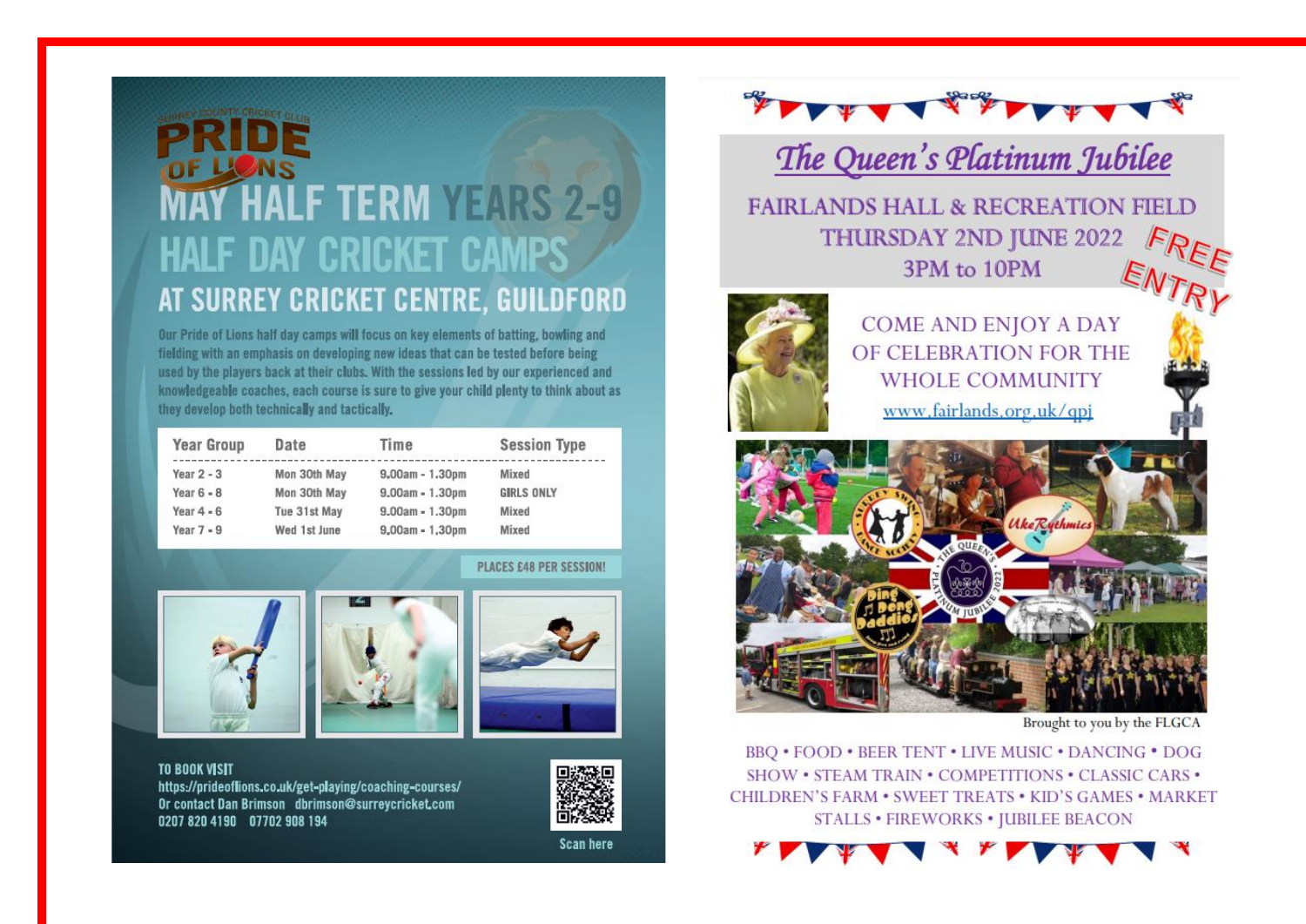SURREY COUNTY CRICKET CLUB

# PRIDE OF LIONS

# MAY HALF TERM YEARS 2-9 HALF DAY CRICKET CAMPS

## AT SURREY CRICKET CENTRE, GUILDFORD

Our Pride of Lions half day camps will focus on key elements of batting, bowling and fielding with an emphasis on developing new ideas that can be tested before being used by the players back at their clubs. With the sessions led by our experienced and knowledgeable coaches, each course is sure to give your child plenty to think about as they develop both technically and tactically.

| Year Group | Date | Time | Session Type |
|---|---|---|---|
| Year 2 - 3 | Mon 30th May | 9.00am - 1.30pm | Mixed |
| Year 6 - 8 | Mon 30th May | 9.00am - 1.30pm | GIRLS ONLY |
| Year 4 - 6 | Tue 31st May | 9.00am - 1.30pm | Mixed |
| Year 7 - 9 | Wed 1st June | 9.00am - 1.30pm | Mixed |

PLACES £48 PER SESSION!

TO BOOK VISIT
https://prideoflions.co.uk/get-playing/coaching-courses/
Or contact Dan Brimson dbrimson@surreycricket.com
0207 820 4190 07702 908 194

Scan here

# The Queen's Platinum Jubilee

FAIRLANDS HALL & RECREATION FIELD
THURSDAY 2ND JUNE 2022
3PM to 10PM

FREE ENTRY

COME AND ENJOY A DAY OF CELEBRATION FOR THE WHOLE COMMUNITY

www.fairlands.org.uk/qpj

Brought to you by the FLGCA

BBQ • FOOD • BEER TENT • LIVE MUSIC • DANCING • DOG SHOW • STEAM TRAIN • COMPETITIONS • CLASSIC CARS • CHILDREN'S FARM • SWEET TREATS • KID'S GAMES • MARKET STALLS • FIREWORKS • JUBILEE BEACON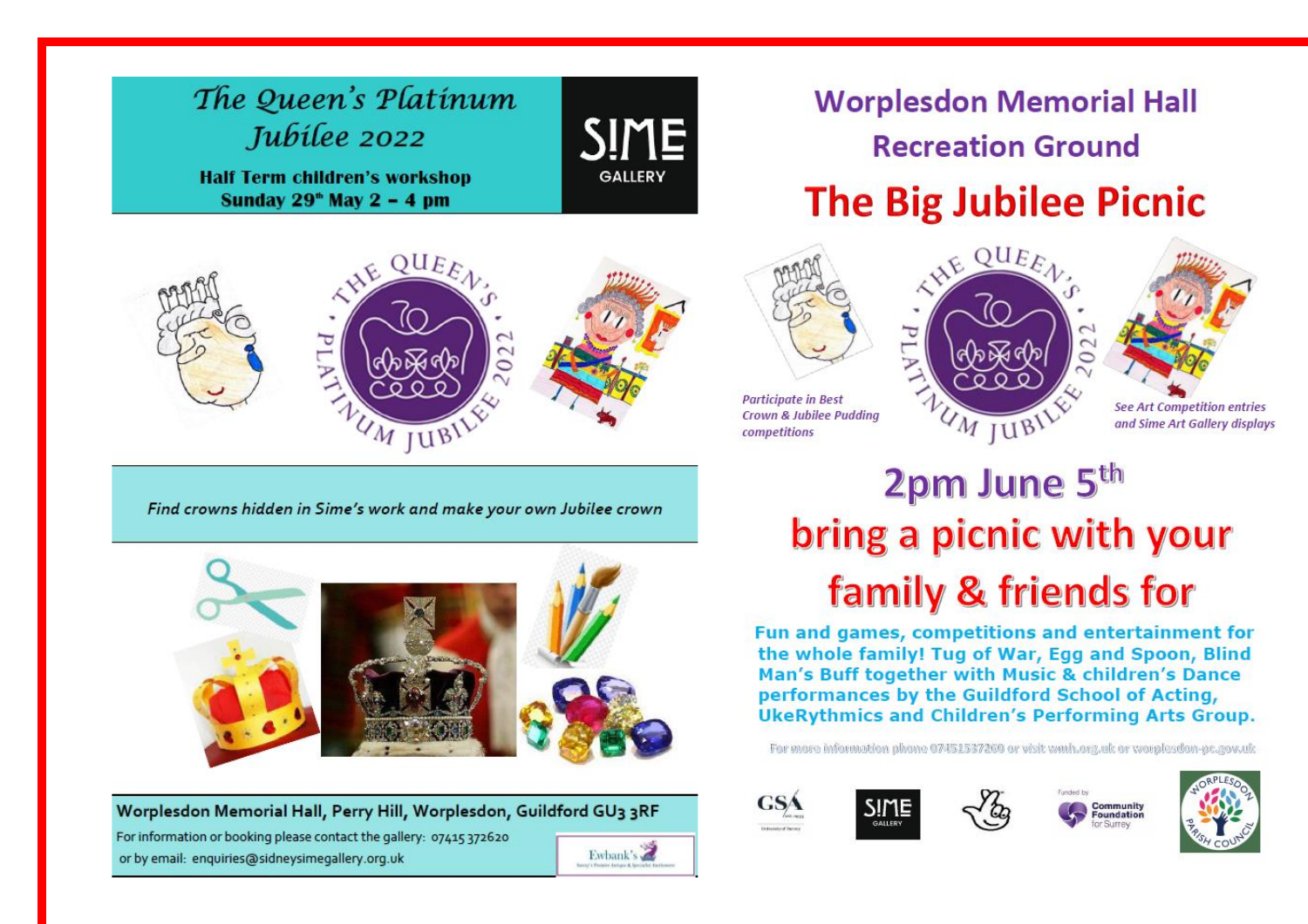## The Queen's Platinum Jubilee 2022

**Half Term children's workshop**
**Sunday 29th May 2 – 4 pm**

SIME GALLERY

THE QUEEN'S PLATINUM JUBILEE 2022

*Find crowns hidden in Sime's work and make your own Jubilee crown*

**Worplesdon Memorial Hall, Perry Hill, Worplesdon, Guildford GU3 3RF**

For information or booking please contact the gallery: 07415 372620
or by email: enquiries@sidneysimegallery.org.uk

Ewbank's

# Worplesdon Memorial Hall Recreation Ground

# The Big Jubilee Picnic

*Participate in Best Crown & Jubilee Pudding competitions*

THE QUEEN'S PLATINUM JUBILEE 2022

*See Art Competition entries and Sime Art Gallery displays*

## 2pm June 5th

## bring a picnic with your family & friends for

**Fun and games, competitions and entertainment for the whole family! Tug of War, Egg and Spoon, Blind Man's Buff together with Music & children's Dance performances by the Guildford School of Acting, UkeRythmics and Children's Performing Arts Group.**

For more information phone 07451537260 or visit wmh.org.uk or worplesdon-pc.gov.uk

GSA · SIME GALLERY · Funded by Community Foundation for Surrey · Worplesdon Parish Council